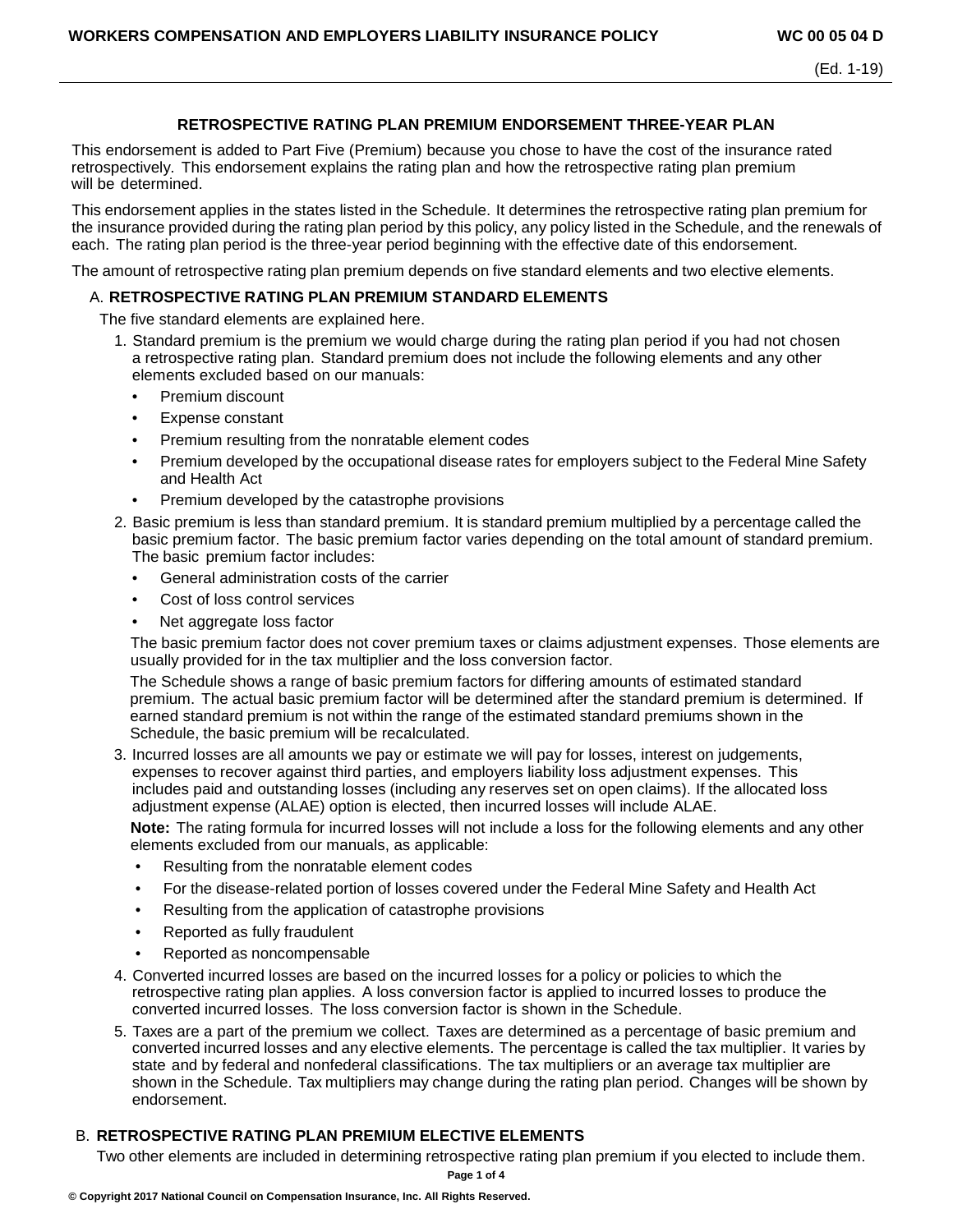# RETROSPECTIVE RATING PLAN PREMIUM ENDORSEMENT THREE-YEAR PLAN

This endorsement is added to Part Five (Premium) because you chose to have the cost of the insurance rated retrospectively. This endorsement explains the rating plan and how the retrospective rating plan premium will be determined.

This endorsement applies in the states listed in the Schedule. It determines the retrospective rating plan premium for the insurance provided during the rating plan period by this policy, any policy listed in the Schedule, and the renewals of each. The rating plan period is the three-year period beginning with the effective date of this endorsement.

The amount of retrospective rating plan premium depends on five standard elements and two elective elements.

## A. RETROSPECTIVE RATING PLAN PREMIUM STANDARD ELEMENTS

The five standard elements are explained here.

1. Standard premium is the premium we would charge during the rating plan period if you had not chosen a retrospective rating plan. Standard premium does not include the following elements and any other elements excluded based on our manuals:
   - Premium discount
   - Expense constant
   - Premium resulting from the nonratable element codes
   - Premium developed by the occupational disease rates for employers subject to the Federal Mine Safety and Health Act
   - Premium developed by the catastrophe provisions
2. Basic premium is less than standard premium. It is standard premium multiplied by a percentage called the basic premium factor. The basic premium factor varies depending on the total amount of standard premium. The basic premium factor includes:
   - General administration costs of the carrier
   - Cost of loss control services
   - Net aggregate loss factor

   The basic premium factor does not cover premium taxes or claims adjustment expenses. Those elements are usually provided for in the tax multiplier and the loss conversion factor.

   The Schedule shows a range of basic premium factors for differing amounts of estimated standard premium. The actual basic premium factor will be determined after the standard premium is determined. If earned standard premium is not within the range of the estimated standard premiums shown in the Schedule, the basic premium will be recalculated.
3. Incurred losses are all amounts we pay or estimate we will pay for losses, interest on judgements, expenses to recover against third parties, and employers liability loss adjustment expenses. This includes paid and outstanding losses (including any reserves set on open claims). If the allocated loss adjustment expense (ALAE) option is elected, then incurred losses will include ALAE.

   **Note:** The rating formula for incurred losses will not include a loss for the following elements and any other elements excluded from our manuals, as applicable:
   - Resulting from the nonratable element codes
   - For the disease-related portion of losses covered under the Federal Mine Safety and Health Act
   - Resulting from the application of catastrophe provisions
   - Reported as fully fraudulent
   - Reported as noncompensable
4. Converted incurred losses are based on the incurred losses for a policy or policies to which the retrospective rating plan applies. A loss conversion factor is applied to incurred losses to produce the converted incurred losses. The loss conversion factor is shown in the Schedule.
5. Taxes are a part of the premium we collect. Taxes are determined as a percentage of basic premium and converted incurred losses and any elective elements. The percentage is called the tax multiplier. It varies by state and by federal and nonfederal classifications. The tax multipliers or an average tax multiplier are shown in the Schedule. Tax multipliers may change during the rating plan period. Changes will be shown by endorsement.

## B. RETROSPECTIVE RATING PLAN PREMIUM ELECTIVE ELEMENTS

Two other elements are included in determining retrospective rating plan premium if you elected to include them.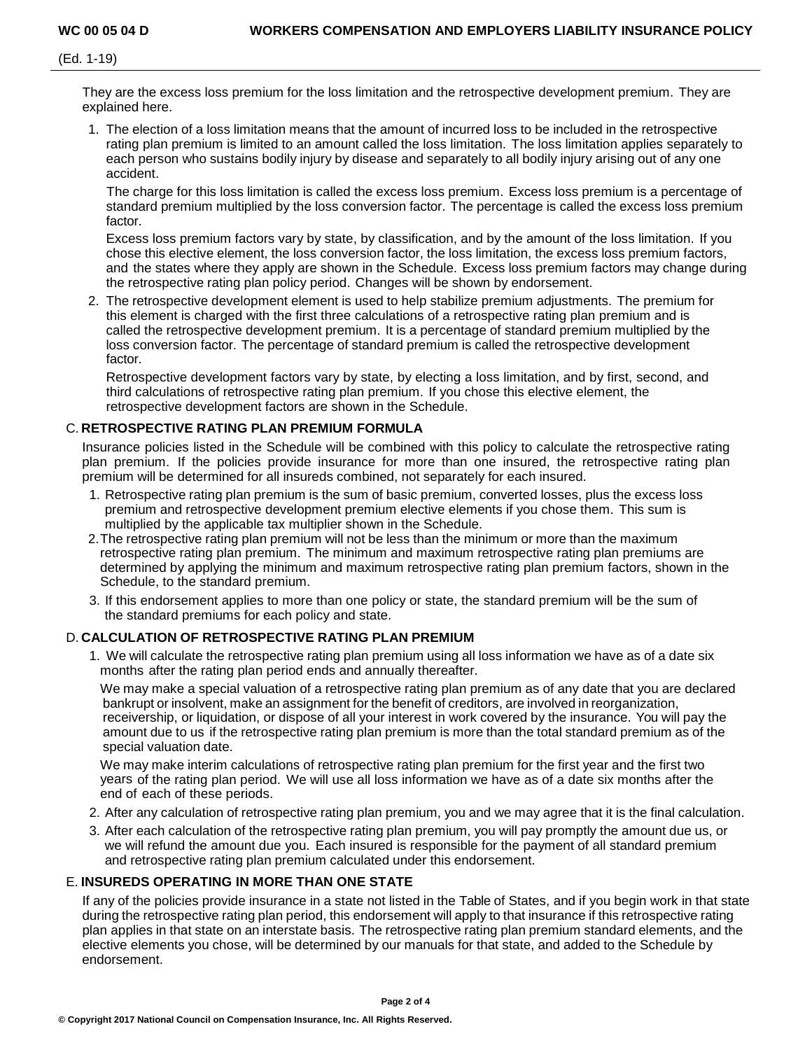They are the excess loss premium for the loss limitation and the retrospective development premium. They are explained here.

1. The election of a loss limitation means that the amount of incurred loss to be included in the retrospective rating plan premium is limited to an amount called the loss limitation. The loss limitation applies separately to each person who sustains bodily injury by disease and separately to all bodily injury arising out of any one accident.

   The charge for this loss limitation is called the excess loss premium. Excess loss premium is a percentage of standard premium multiplied by the loss conversion factor. The percentage is called the excess loss premium factor.

   Excess loss premium factors vary by state, by classification, and by the amount of the loss limitation. If you chose this elective element, the loss conversion factor, the loss limitation, the excess loss premium factors, and the states where they apply are shown in the Schedule. Excess loss premium factors may change during the retrospective rating plan policy period. Changes will be shown by endorsement.

2. The retrospective development element is used to help stabilize premium adjustments. The premium for this element is charged with the first three calculations of a retrospective rating plan premium and is called the retrospective development premium. It is a percentage of standard premium multiplied by the loss conversion factor. The percentage of standard premium is called the retrospective development factor.

   Retrospective development factors vary by state, by electing a loss limitation, and by first, second, and third calculations of retrospective rating plan premium. If you chose this elective element, the retrospective development factors are shown in the Schedule.

## C. RETROSPECTIVE RATING PLAN PREMIUM FORMULA

Insurance policies listed in the Schedule will be combined with this policy to calculate the retrospective rating plan premium. If the policies provide insurance for more than one insured, the retrospective rating plan premium will be determined for all insureds combined, not separately for each insured.

1. Retrospective rating plan premium is the sum of basic premium, converted losses, plus the excess loss premium and retrospective development premium elective elements if you chose them. This sum is multiplied by the applicable tax multiplier shown in the Schedule.
2. The retrospective rating plan premium will not be less than the minimum or more than the maximum retrospective rating plan premium. The minimum and maximum retrospective rating plan premiums are determined by applying the minimum and maximum retrospective rating plan premium factors, shown in the Schedule, to the standard premium.
3. If this endorsement applies to more than one policy or state, the standard premium will be the sum of the standard premiums for each policy and state.

## D. CALCULATION OF RETROSPECTIVE RATING PLAN PREMIUM

1. We will calculate the retrospective rating plan premium using all loss information we have as of a date six months after the rating plan period ends and annually thereafter.

   We may make a special valuation of a retrospective rating plan premium as of any date that you are declared bankrupt or insolvent, make an assignment for the benefit of creditors, are involved in reorganization, receivership, or liquidation, or dispose of all your interest in work covered by the insurance. You will pay the amount due to us if the retrospective rating plan premium is more than the total standard premium as of the special valuation date.

   We may make interim calculations of retrospective rating plan premium for the first year and the first two years of the rating plan period. We will use all loss information we have as of a date six months after the end of each of these periods.

2. After any calculation of retrospective rating plan premium, you and we may agree that it is the final calculation.
3. After each calculation of the retrospective rating plan premium, you will pay promptly the amount due us, or we will refund the amount due you. Each insured is responsible for the payment of all standard premium and retrospective rating plan premium calculated under this endorsement.

## E. INSUREDS OPERATING IN MORE THAN ONE STATE

If any of the policies provide insurance in a state not listed in the Table of States, and if you begin work in that state during the retrospective rating plan period, this endorsement will apply to that insurance if this retrospective rating plan applies in that state on an interstate basis. The retrospective rating plan premium standard elements, and the elective elements you chose, will be determined by our manuals for that state, and added to the Schedule by endorsement.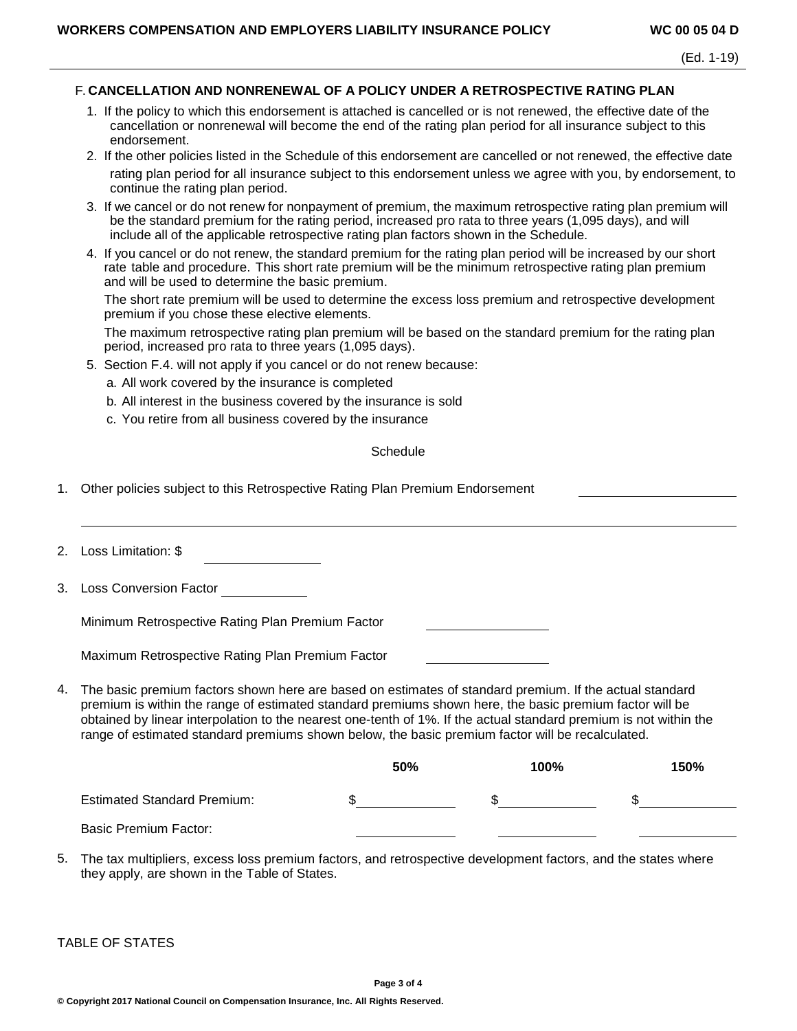## F. CANCELLATION AND NONRENEWAL OF A POLICY UNDER A RETROSPECTIVE RATING PLAN

1. If the policy to which this endorsement is attached is cancelled or is not renewed, the effective date of the cancellation or nonrenewal will become the end of the rating plan period for all insurance subject to this endorsement.
2. If the other policies listed in the Schedule of this endorsement are cancelled or not renewed, the effective date rating plan period for all insurance subject to this endorsement unless we agree with you, by endorsement, to continue the rating plan period.
3. If we cancel or do not renew for nonpayment of premium, the maximum retrospective rating plan premium will be the standard premium for the rating period, increased pro rata to three years (1,095 days), and will include all of the applicable retrospective rating plan factors shown in the Schedule.
4. If you cancel or do not renew, the standard premium for the rating plan period will be increased by our short rate table and procedure. This short rate premium will be the minimum retrospective rating plan premium and will be used to determine the basic premium.

   The short rate premium will be used to determine the excess loss premium and retrospective development premium if you chose these elective elements.

   The maximum retrospective rating plan premium will be based on the standard premium for the rating plan period, increased pro rata to three years (1,095 days).
5. Section F.4. will not apply if you cancel or do not renew because:
   a. All work covered by the insurance is completed
   b. All interest in the business covered by the insurance is sold
   c. You retire from all business covered by the insurance

Schedule

1. Other policies subject to this Retrospective Rating Plan Premium Endorsement ____________________

   ______________________________________________________________________________

2. Loss Limitation: $ ______________

3. Loss Conversion Factor ___________

   Minimum Retrospective Rating Plan Premium Factor ______________

   Maximum Retrospective Rating Plan Premium Factor ______________

4. The basic premium factors shown here are based on estimates of standard premium. If the actual standard premium is within the range of estimated standard premiums shown here, the basic premium factor will be obtained by linear interpolation to the nearest one-tenth of 1%. If the actual standard premium is not within the range of estimated standard premiums shown below, the basic premium factor will be recalculated.

| | 50% | 100% | 150% |
|---|---|---|---|
| Estimated Standard Premium: | $ | $ | $ |
| Basic Premium Factor: | | | |

5. The tax multipliers, excess loss premium factors, and retrospective development factors, and the states where they apply, are shown in the Table of States.

TABLE OF STATES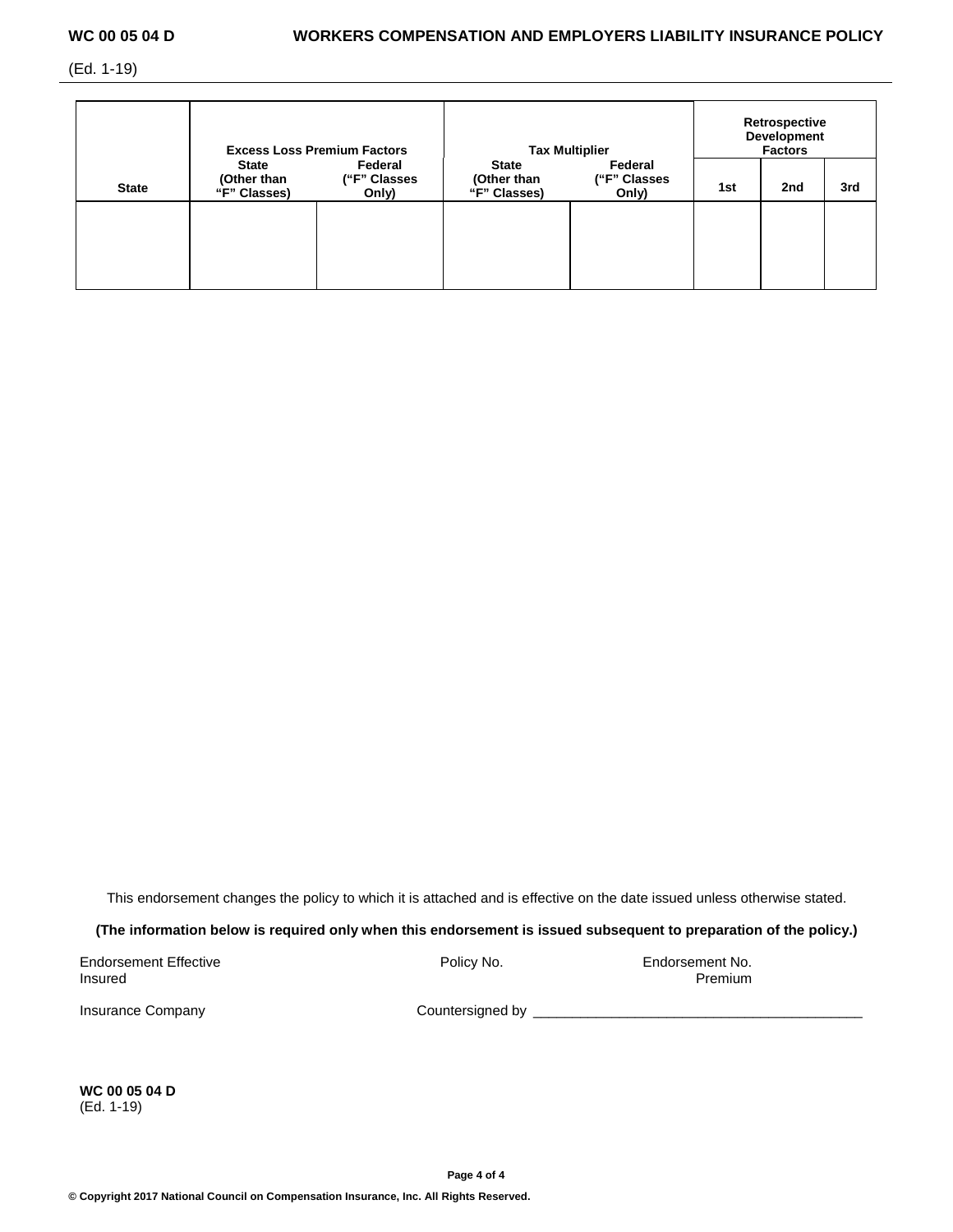| State | Excess Loss Premium Factors | | Tax Multiplier | | Retrospective Development Factors | | |
|---|---|---|---|---|---|---|---|
| | State (Other than "F" Classes) | Federal ("F" Classes Only) | State (Other than "F" Classes) | Federal ("F" Classes Only) | 1st | 2nd | 3rd |
| | | | | | | | |

This endorsement changes the policy to which it is attached and is effective on the date issued unless otherwise stated.

**(The information below is required only when this endorsement is issued subsequent to preparation of the policy.)**

Endorsement Effective  Policy No.  Endorsement No.
Insured  Premium

Insurance Company  Countersigned by ___________________________________________

**WC 00 05 04 D**
(Ed. 1-19)

**© Copyright 2017 National Council on Compensation Insurance, Inc. All Rights Reserved.**